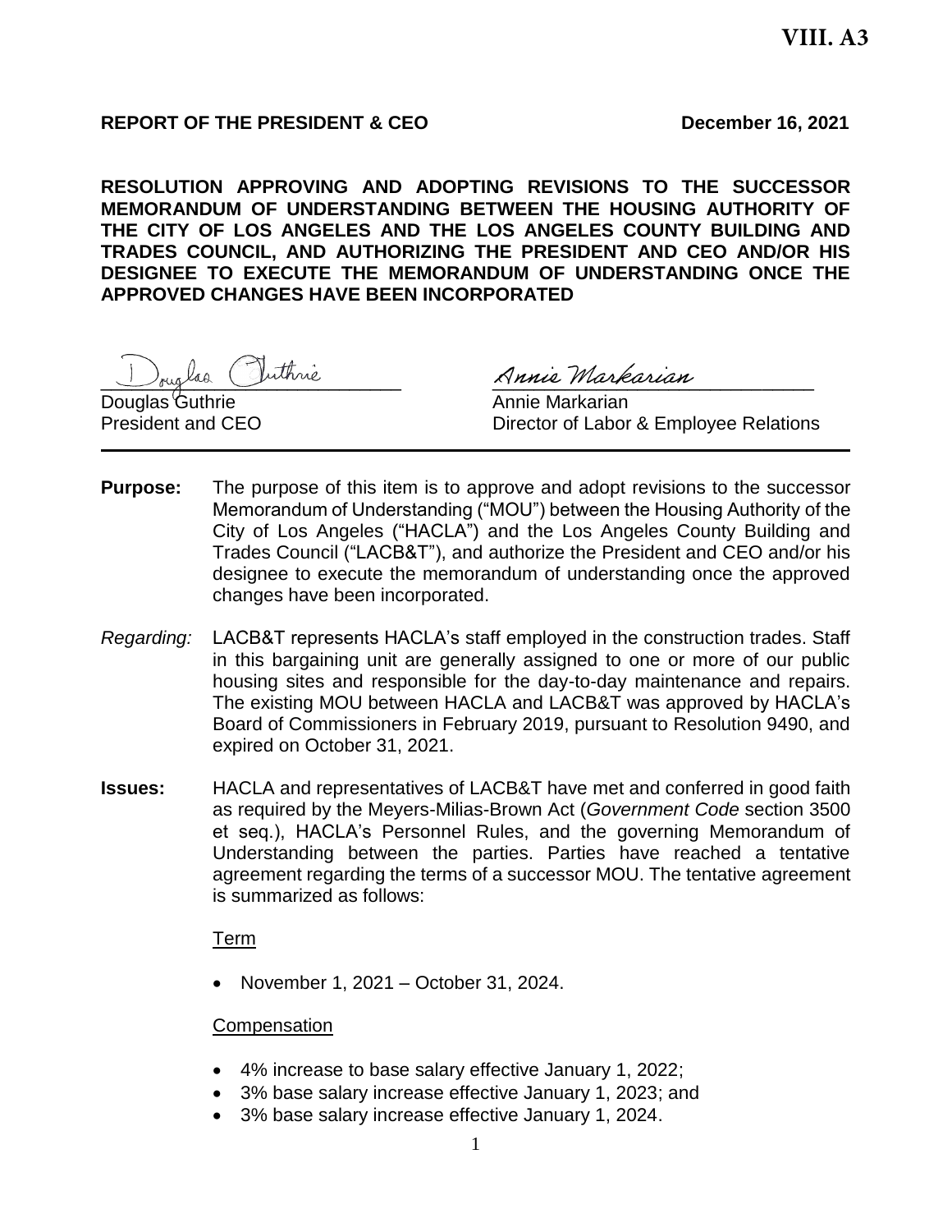VIII. A3

**REPORT OF THE PRESIDENT & CEO** **December 16, 2021**

**RESOLUTION APPROVING AND ADOPTING REVISIONS TO THE SUCCESSOR MEMORANDUM OF UNDERSTANDING BETWEEN THE HOUSING AUTHORITY OF THE CITY OF LOS ANGELES AND THE LOS ANGELES COUNTY BUILDING AND TRADES COUNCIL, AND AUTHORIZING THE PRESIDENT AND CEO AND/OR HIS DESIGNEE TO EXECUTE THE MEMORANDUM OF UNDERSTANDING ONCE THE APPROVED CHANGES HAVE BEEN INCORPORATED**

Douglas Guthrie
President and CEO

Annie Markarian
Director of Labor & Employee Relations

---

**Purpose:** The purpose of this item is to approve and adopt revisions to the successor Memorandum of Understanding ("MOU") between the Housing Authority of the City of Los Angeles ("HACLA") and the Los Angeles County Building and Trades Council ("LACB&T"), and authorize the President and CEO and/or his designee to execute the memorandum of understanding once the approved changes have been incorporated.

*Regarding:* LACB&T represents HACLA's staff employed in the construction trades. Staff in this bargaining unit are generally assigned to one or more of our public housing sites and responsible for the day-to-day maintenance and repairs. The existing MOU between HACLA and LACB&T was approved by HACLA's Board of Commissioners in February 2019, pursuant to Resolution 9490, and expired on October 31, 2021.

**Issues:** HACLA and representatives of LACB&T have met and conferred in good faith as required by the Meyers-Milias-Brown Act (*Government Code* section 3500 et seq.), HACLA's Personnel Rules, and the governing Memorandum of Understanding between the parties. Parties have reached a tentative agreement regarding the terms of a successor MOU. The tentative agreement is summarized as follows:

Term

- November 1, 2021 – October 31, 2024.

Compensation

- 4% increase to base salary effective January 1, 2022;
- 3% base salary increase effective January 1, 2023; and
- 3% base salary increase effective January 1, 2024.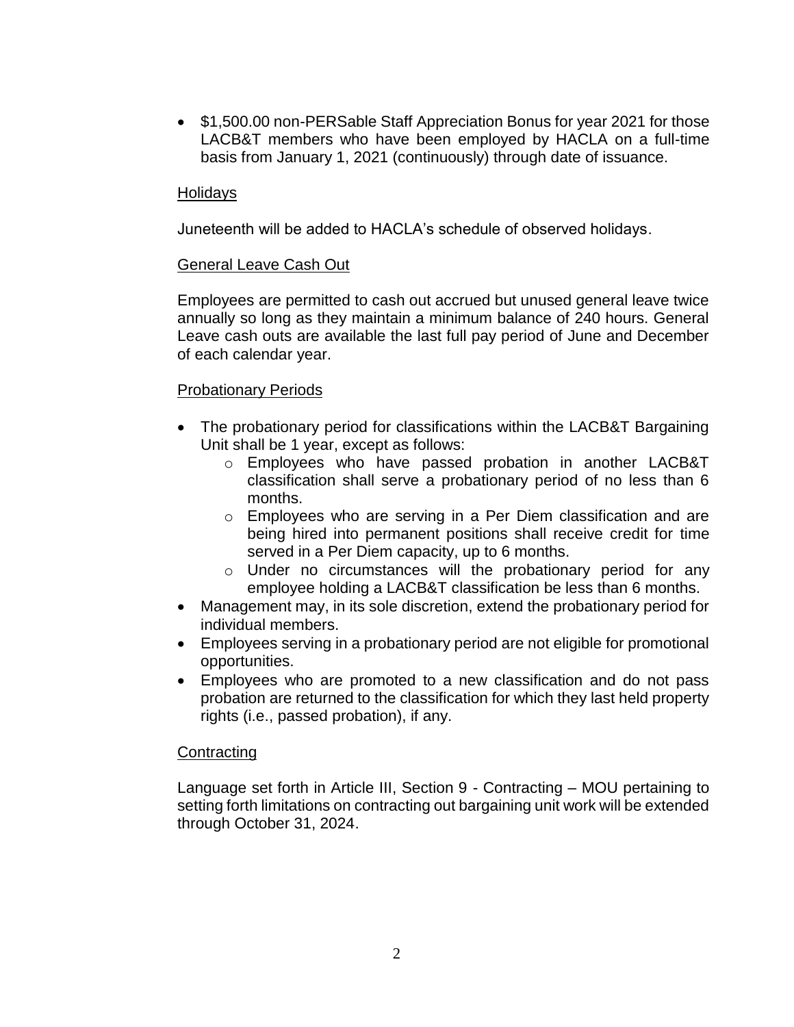- $1,500.00 non-PERSable Staff Appreciation Bonus for year 2021 for those LACB&T members who have been employed by HACLA on a full-time basis from January 1, 2021 (continuously) through date of issuance.

Holidays

Juneteenth will be added to HACLA's schedule of observed holidays.

General Leave Cash Out

Employees are permitted to cash out accrued but unused general leave twice annually so long as they maintain a minimum balance of 240 hours. General Leave cash outs are available the last full pay period of June and December of each calendar year.

Probationary Periods

- The probationary period for classifications within the LACB&T Bargaining Unit shall be 1 year, except as follows:
  - Employees who have passed probation in another LACB&T classification shall serve a probationary period of no less than 6 months.
  - Employees who are serving in a Per Diem classification and are being hired into permanent positions shall receive credit for time served in a Per Diem capacity, up to 6 months.
  - Under no circumstances will the probationary period for any employee holding a LACB&T classification be less than 6 months.
- Management may, in its sole discretion, extend the probationary period for individual members.
- Employees serving in a probationary period are not eligible for promotional opportunities.
- Employees who are promoted to a new classification and do not pass probation are returned to the classification for which they last held property rights (i.e., passed probation), if any.

Contracting

Language set forth in Article III, Section 9 - Contracting – MOU pertaining to setting forth limitations on contracting out bargaining unit work will be extended through October 31, 2024.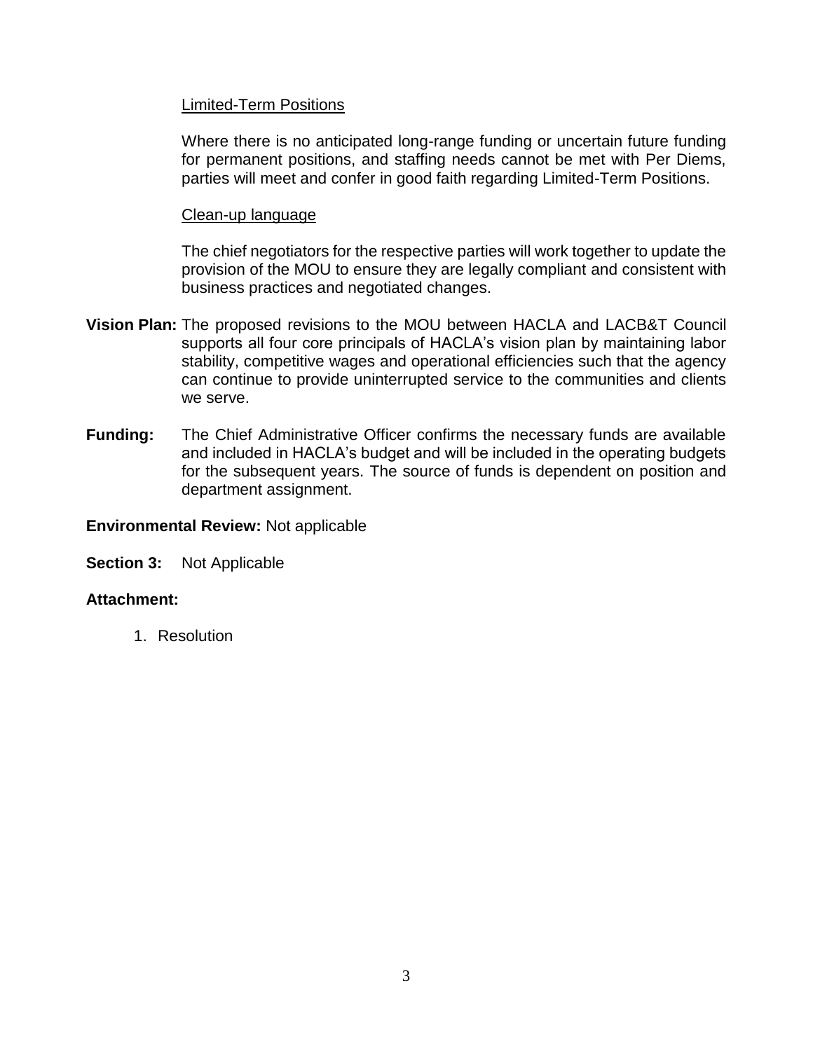Limited-Term Positions

Where there is no anticipated long-range funding or uncertain future funding for permanent positions, and staffing needs cannot be met with Per Diems, parties will meet and confer in good faith regarding Limited-Term Positions.

Clean-up language

The chief negotiators for the respective parties will work together to update the provision of the MOU to ensure they are legally compliant and consistent with business practices and negotiated changes.

**Vision Plan:** The proposed revisions to the MOU between HACLA and LACB&T Council supports all four core principals of HACLA's vision plan by maintaining labor stability, competitive wages and operational efficiencies such that the agency can continue to provide uninterrupted service to the communities and clients we serve.

**Funding:** The Chief Administrative Officer confirms the necessary funds are available and included in HACLA's budget and will be included in the operating budgets for the subsequent years. The source of funds is dependent on position and department assignment.

**Environmental Review:** Not applicable

**Section 3:** Not Applicable

**Attachment:**

1. Resolution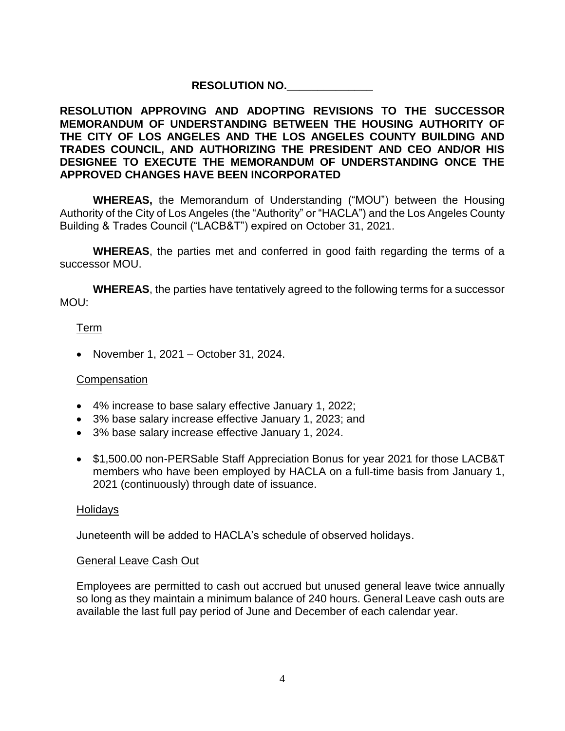**RESOLUTION NO.______________**

**RESOLUTION APPROVING AND ADOPTING REVISIONS TO THE SUCCESSOR MEMORANDUM OF UNDERSTANDING BETWEEN THE HOUSING AUTHORITY OF THE CITY OF LOS ANGELES AND THE LOS ANGELES COUNTY BUILDING AND TRADES COUNCIL, AND AUTHORIZING THE PRESIDENT AND CEO AND/OR HIS DESIGNEE TO EXECUTE THE MEMORANDUM OF UNDERSTANDING ONCE THE APPROVED CHANGES HAVE BEEN INCORPORATED**

**WHEREAS,** the Memorandum of Understanding ("MOU") between the Housing Authority of the City of Los Angeles (the "Authority" or "HACLA") and the Los Angeles County Building & Trades Council ("LACB&T") expired on October 31, 2021.

**WHEREAS**, the parties met and conferred in good faith regarding the terms of a successor MOU.

**WHEREAS**, the parties have tentatively agreed to the following terms for a successor MOU:

<u>Term</u>

- November 1, 2021 – October 31, 2024.

<u>Compensation</u>

- 4% increase to base salary effective January 1, 2022;
- 3% base salary increase effective January 1, 2023; and
- 3% base salary increase effective January 1, 2024.

- $1,500.00 non-PERSable Staff Appreciation Bonus for year 2021 for those LACB&T members who have been employed by HACLA on a full-time basis from January 1, 2021 (continuously) through date of issuance.

<u>Holidays</u>

Juneteenth will be added to HACLA's schedule of observed holidays.

<u>General Leave Cash Out</u>

Employees are permitted to cash out accrued but unused general leave twice annually so long as they maintain a minimum balance of 240 hours. General Leave cash outs are available the last full pay period of June and December of each calendar year.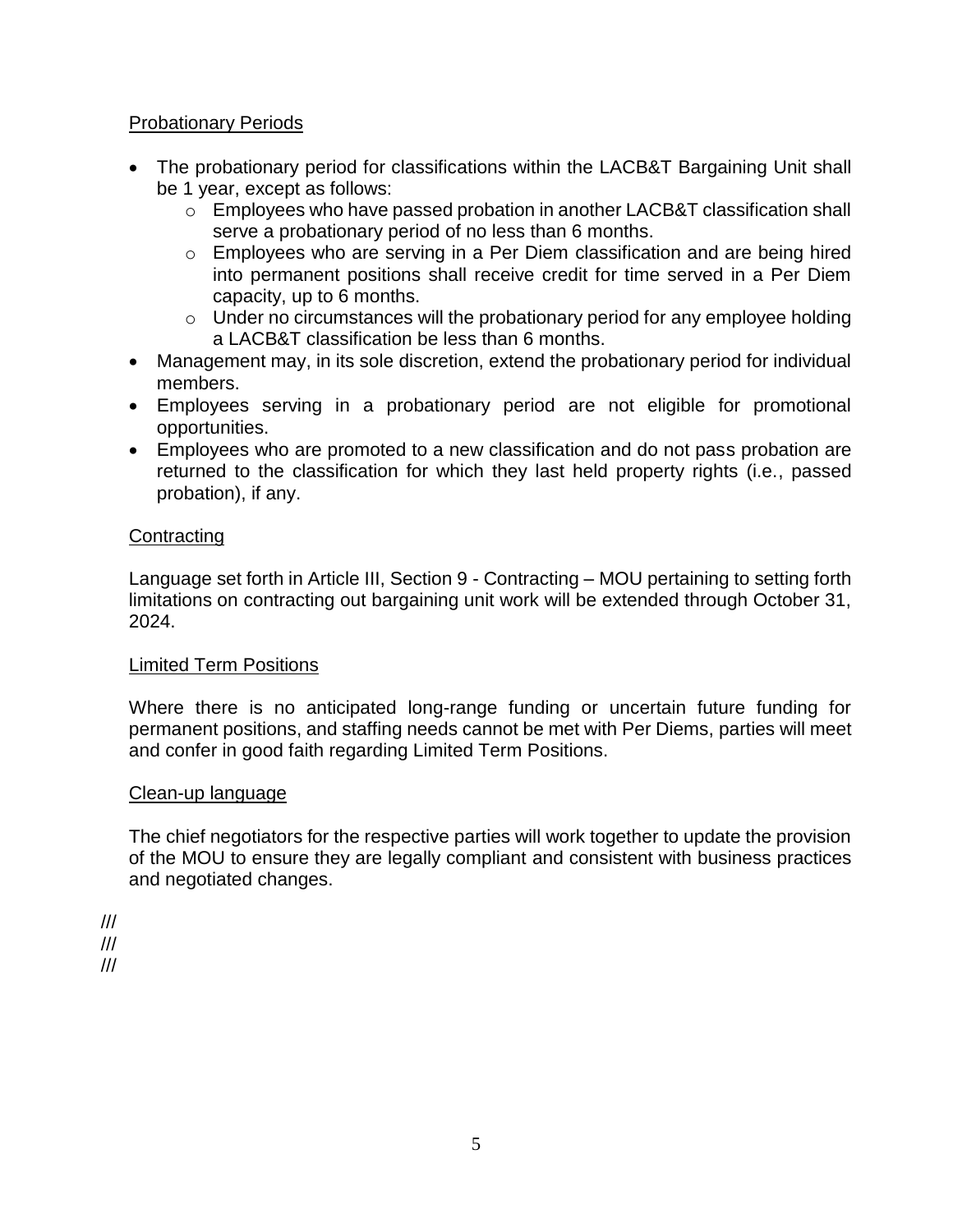## Probationary Periods

- The probationary period for classifications within the LACB&T Bargaining Unit shall be 1 year, except as follows:
  - Employees who have passed probation in another LACB&T classification shall serve a probationary period of no less than 6 months.
  - Employees who are serving in a Per Diem classification and are being hired into permanent positions shall receive credit for time served in a Per Diem capacity, up to 6 months.
  - Under no circumstances will the probationary period for any employee holding a LACB&T classification be less than 6 months.
- Management may, in its sole discretion, extend the probationary period for individual members.
- Employees serving in a probationary period are not eligible for promotional opportunities.
- Employees who are promoted to a new classification and do not pass probation are returned to the classification for which they last held property rights (i.e., passed probation), if any.

## Contracting

Language set forth in Article III, Section 9 - Contracting – MOU pertaining to setting forth limitations on contracting out bargaining unit work will be extended through October 31, 2024.

## Limited Term Positions

Where there is no anticipated long-range funding or uncertain future funding for permanent positions, and staffing needs cannot be met with Per Diems, parties will meet and confer in good faith regarding Limited Term Positions.

## Clean-up language

The chief negotiators for the respective parties will work together to update the provision of the MOU to ensure they are legally compliant and consistent with business practices and negotiated changes.

///
///
///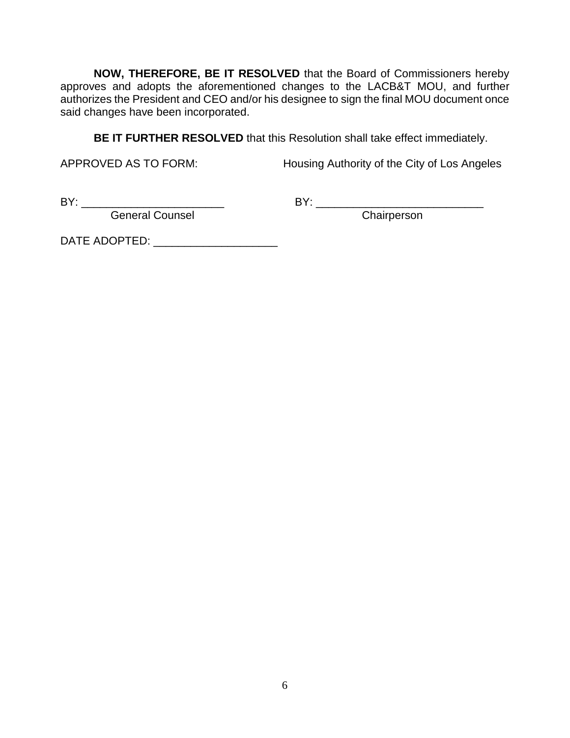**NOW, THEREFORE, BE IT RESOLVED** that the Board of Commissioners hereby approves and adopts the aforementioned changes to the LACB&T MOU, and further authorizes the President and CEO and/or his designee to sign the final MOU document once said changes have been incorporated.

**BE IT FURTHER RESOLVED** that this Resolution shall take effect immediately.

APPROVED AS TO FORM: Housing Authority of the City of Los Angeles

BY: _______________________
General Counsel

BY: ___________________________
Chairperson

DATE ADOPTED: ____________________